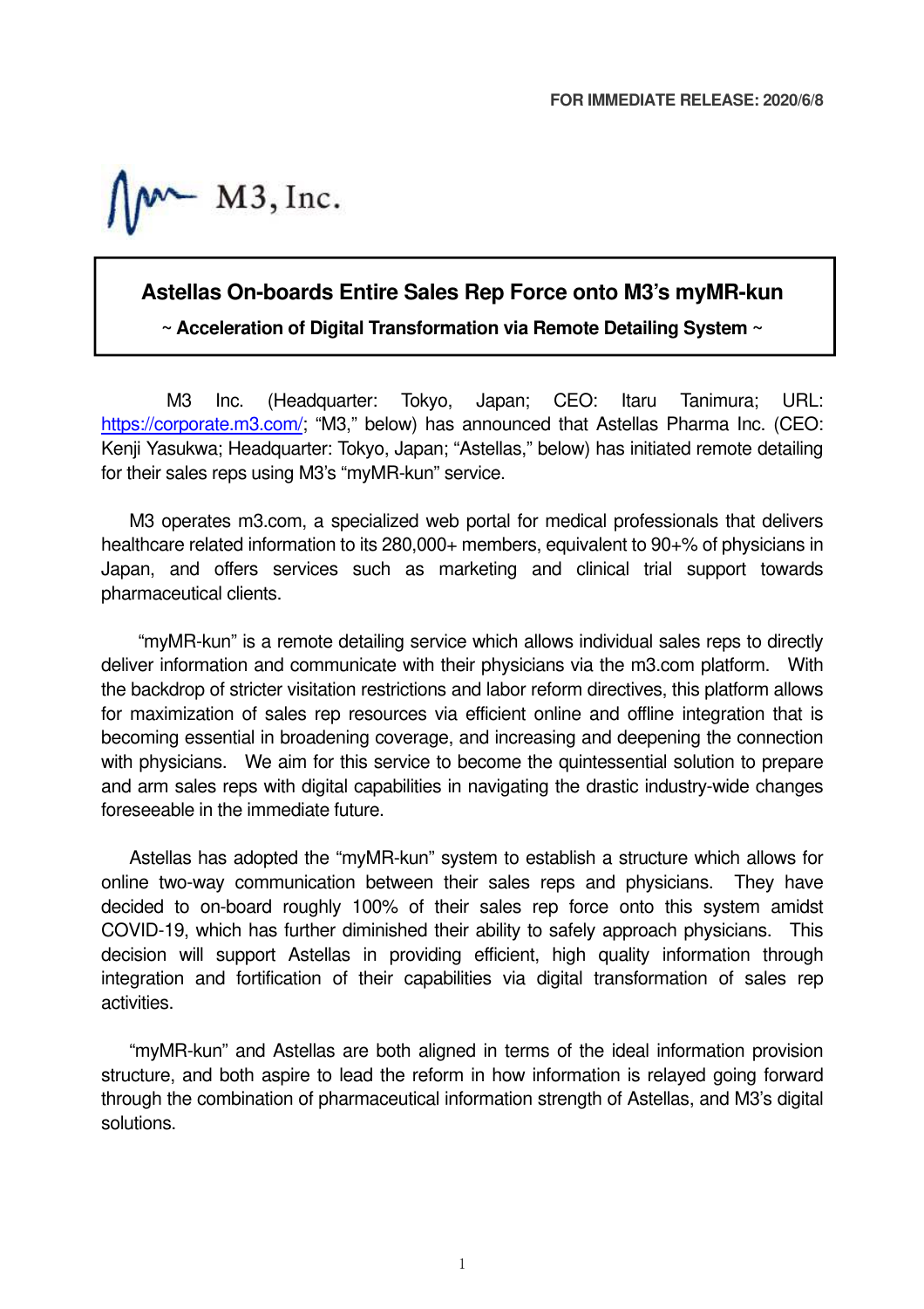FOR IMMEDIATE RELEASE: 2020/6/8

M3, Inc.

# Astellas On-boards Entire Sales Rep Force onto M3's myMR-kun

**~ Acceleration of Digital Transformation via Remote Detailing System ~**

M3 Inc. (Headquarter: Tokyo, Japan; CEO: Itaru Tanimura; URL: https://corporate.m3.com/; "M3," below) has announced that Astellas Pharma Inc. (CEO: Kenji Yasukwa; Headquarter: Tokyo, Japan; "Astellas," below) has initiated remote detailing for their sales reps using M3's "myMR-kun" service.

M3 operates m3.com, a specialized web portal for medical professionals that delivers healthcare related information to its 280,000+ members, equivalent to 90+% of physicians in Japan, and offers services such as marketing and clinical trial support towards pharmaceutical clients.

"myMR-kun" is a remote detailing service which allows individual sales reps to directly deliver information and communicate with their physicians via the m3.com platform. With the backdrop of stricter visitation restrictions and labor reform directives, this platform allows for maximization of sales rep resources via efficient online and offline integration that is becoming essential in broadening coverage, and increasing and deepening the connection with physicians. We aim for this service to become the quintessential solution to prepare and arm sales reps with digital capabilities in navigating the drastic industry-wide changes foreseeable in the immediate future.

Astellas has adopted the "myMR-kun" system to establish a structure which allows for online two-way communication between their sales reps and physicians. They have decided to on-board roughly 100% of their sales rep force onto this system amidst COVID-19, which has further diminished their ability to safely approach physicians. This decision will support Astellas in providing efficient, high quality information through integration and fortification of their capabilities via digital transformation of sales rep activities.

"myMR-kun" and Astellas are both aligned in terms of the ideal information provision structure, and both aspire to lead the reform in how information is relayed going forward through the combination of pharmaceutical information strength of Astellas, and M3's digital solutions.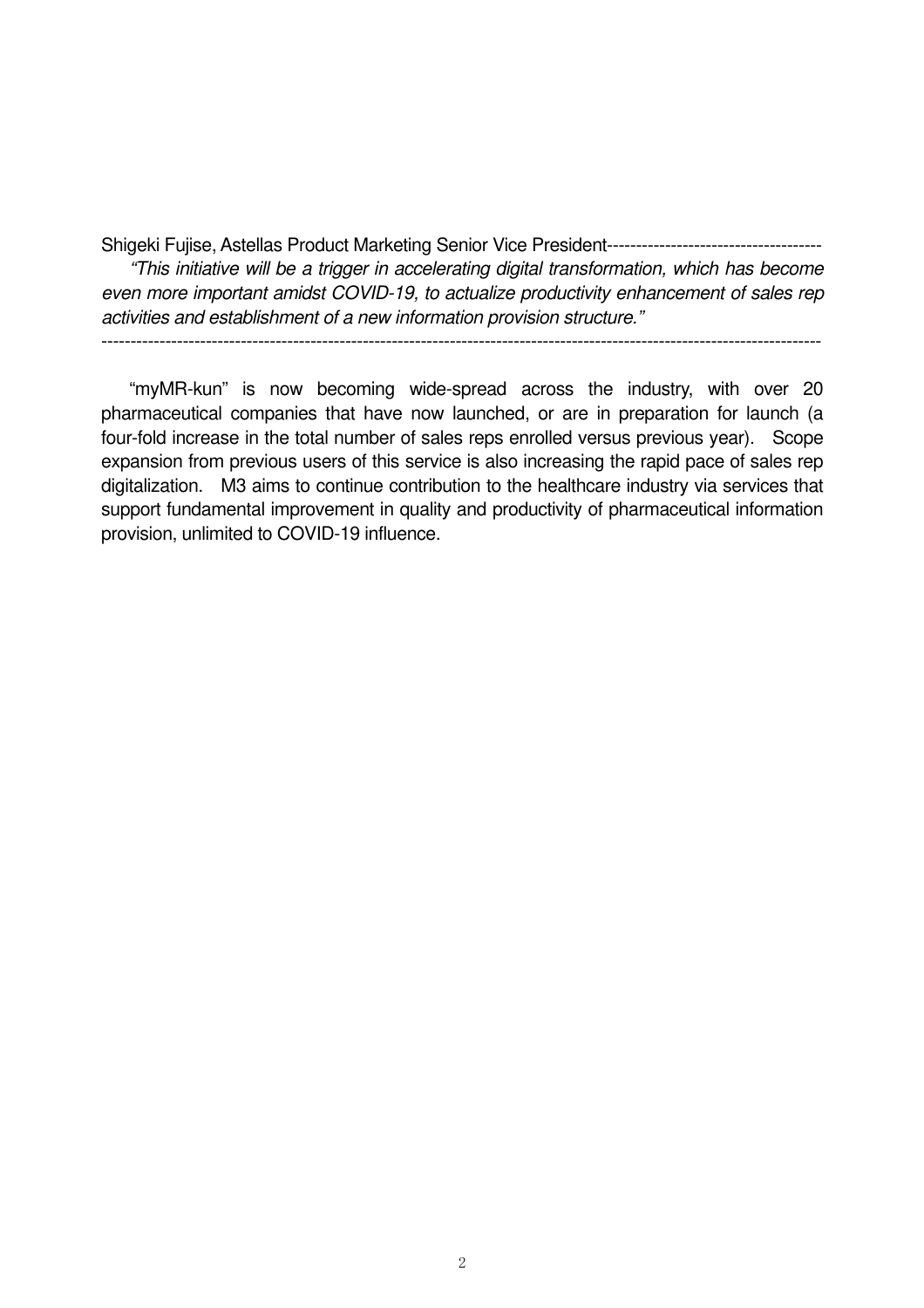Shigeki Fujise, Astellas Product Marketing Senior Vice President------------------------------------

*"This initiative will be a trigger in accelerating digital transformation, which has become even more important amidst COVID-19, to actualize productivity enhancement of sales rep activities and establishment of a new information provision structure."*

---

"myMR-kun" is now becoming wide-spread across the industry, with over 20 pharmaceutical companies that have now launched, or are in preparation for launch (a four-fold increase in the total number of sales reps enrolled versus previous year). Scope expansion from previous users of this service is also increasing the rapid pace of sales rep digitalization. M3 aims to continue contribution to the healthcare industry via services that support fundamental improvement in quality and productivity of pharmaceutical information provision, unlimited to COVID-19 influence.